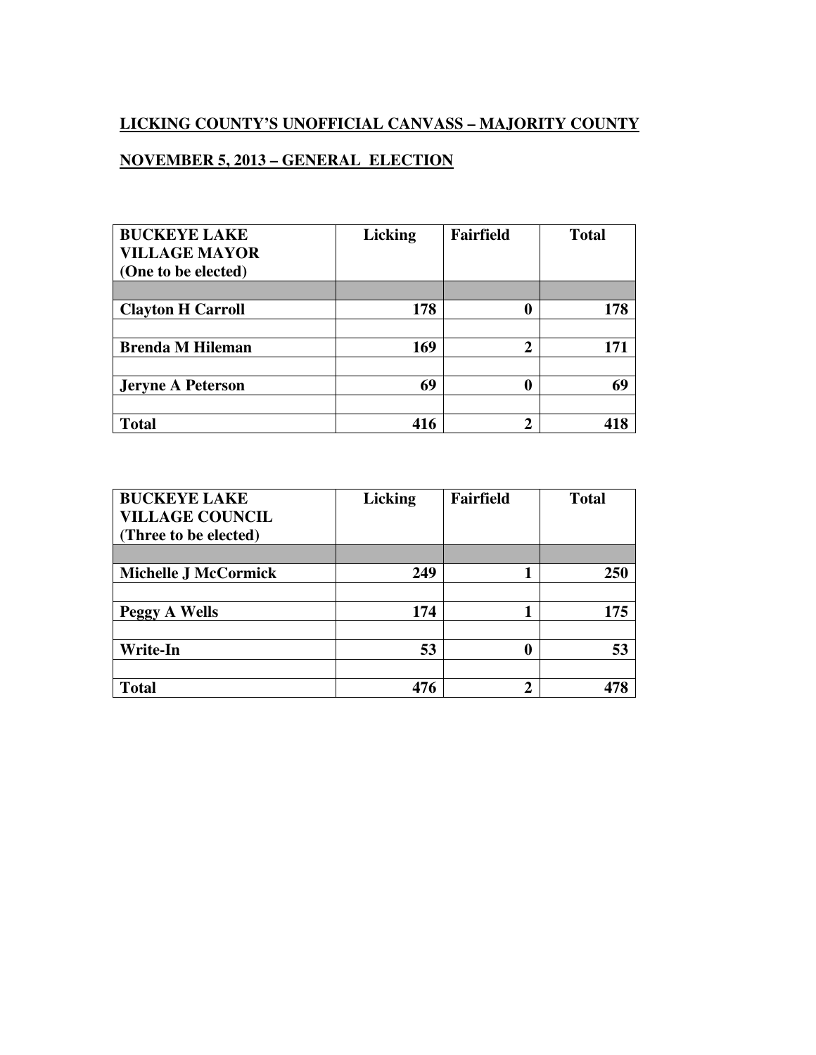**LICKING COUNTY'S UNOFFICIAL CANVASS – MAJORITY COUNTY**

**NOVEMBER 5, 2013 – GENERAL ELECTION**

| BUCKEYE LAKE VILLAGE MAYOR (One to be elected) | Licking | Fairfield | Total |
|---|---|---|---|
| | | | |
| Clayton H Carroll | 178 | 0 | 178 |
| | | | |
| Brenda M Hileman | 169 | 2 | 171 |
| | | | |
| Jeryne A Peterson | 69 | 0 | 69 |
| | | | |
| Total | 416 | 2 | 418 |

| BUCKEYE LAKE VILLAGE COUNCIL (Three to be elected) | Licking | Fairfield | Total |
|---|---|---|---|
| | | | |
| Michelle J McCormick | 249 | 1 | 250 |
| | | | |
| Peggy A Wells | 174 | 1 | 175 |
| | | | |
| Write-In | 53 | 0 | 53 |
| | | | |
| Total | 476 | 2 | 478 |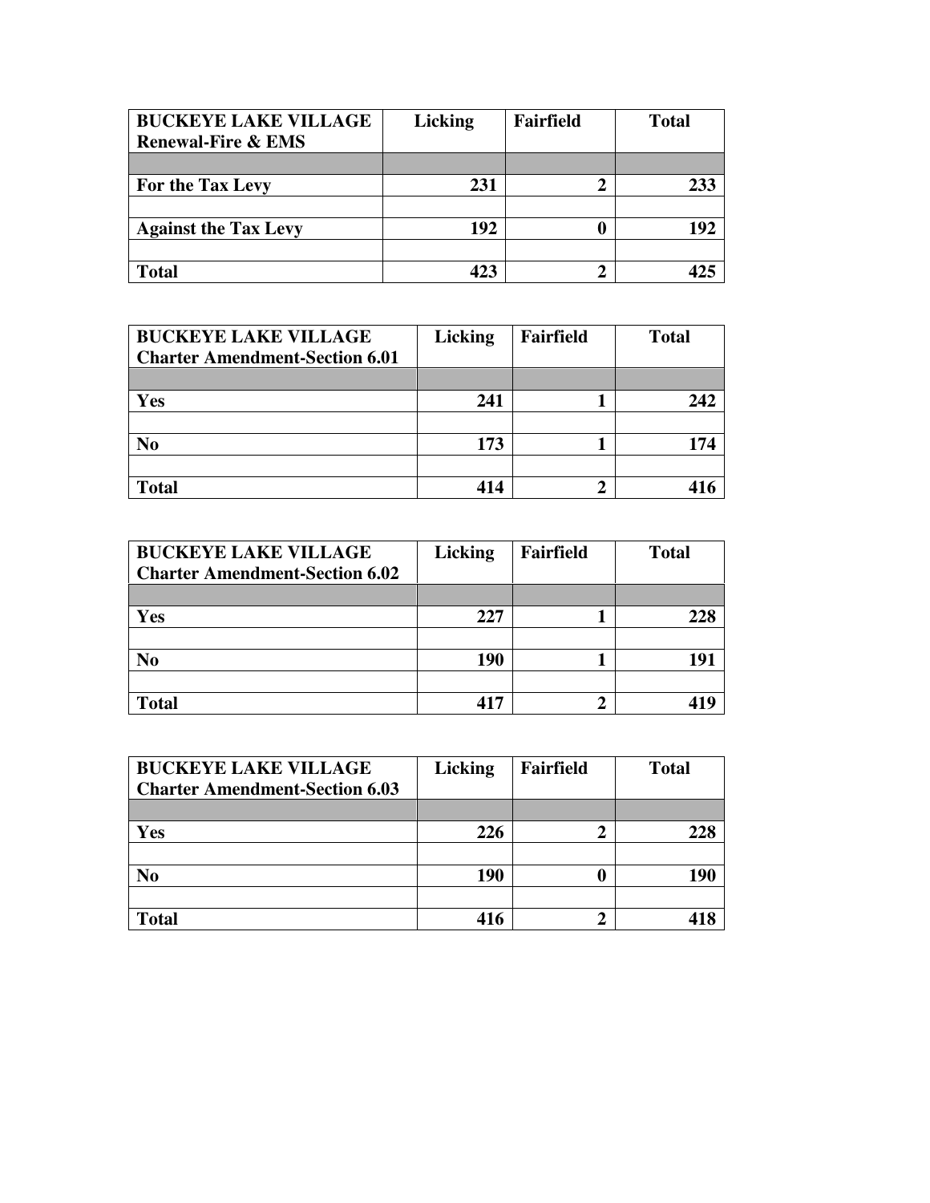| BUCKEYE LAKE VILLAGE Renewal-Fire & EMS | Licking | Fairfield | Total |
|---|---|---|---|
| | | | |
| **For the Tax Levy** | **231** | **2** | **233** |
| | | | |
| **Against the Tax Levy** | **192** | **0** | **192** |
| | | | |
| **Total** | **423** | **2** | **425** |

| BUCKEYE LAKE VILLAGE Charter Amendment-Section 6.01 | Licking | Fairfield | Total |
|---|---|---|---|
| | | | |
| **Yes** | **241** | **1** | **242** |
| | | | |
| **No** | **173** | **1** | **174** |
| | | | |
| **Total** | **414** | **2** | **416** |

| BUCKEYE LAKE VILLAGE Charter Amendment-Section 6.02 | Licking | Fairfield | Total |
|---|---|---|---|
| | | | |
| **Yes** | **227** | **1** | **228** |
| | | | |
| **No** | **190** | **1** | **191** |
| | | | |
| **Total** | **417** | **2** | **419** |

| BUCKEYE LAKE VILLAGE Charter Amendment-Section 6.03 | Licking | Fairfield | Total |
|---|---|---|---|
| | | | |
| **Yes** | **226** | **2** | **228** |
| | | | |
| **No** | **190** | **0** | **190** |
| | | | |
| **Total** | **416** | **2** | **418** |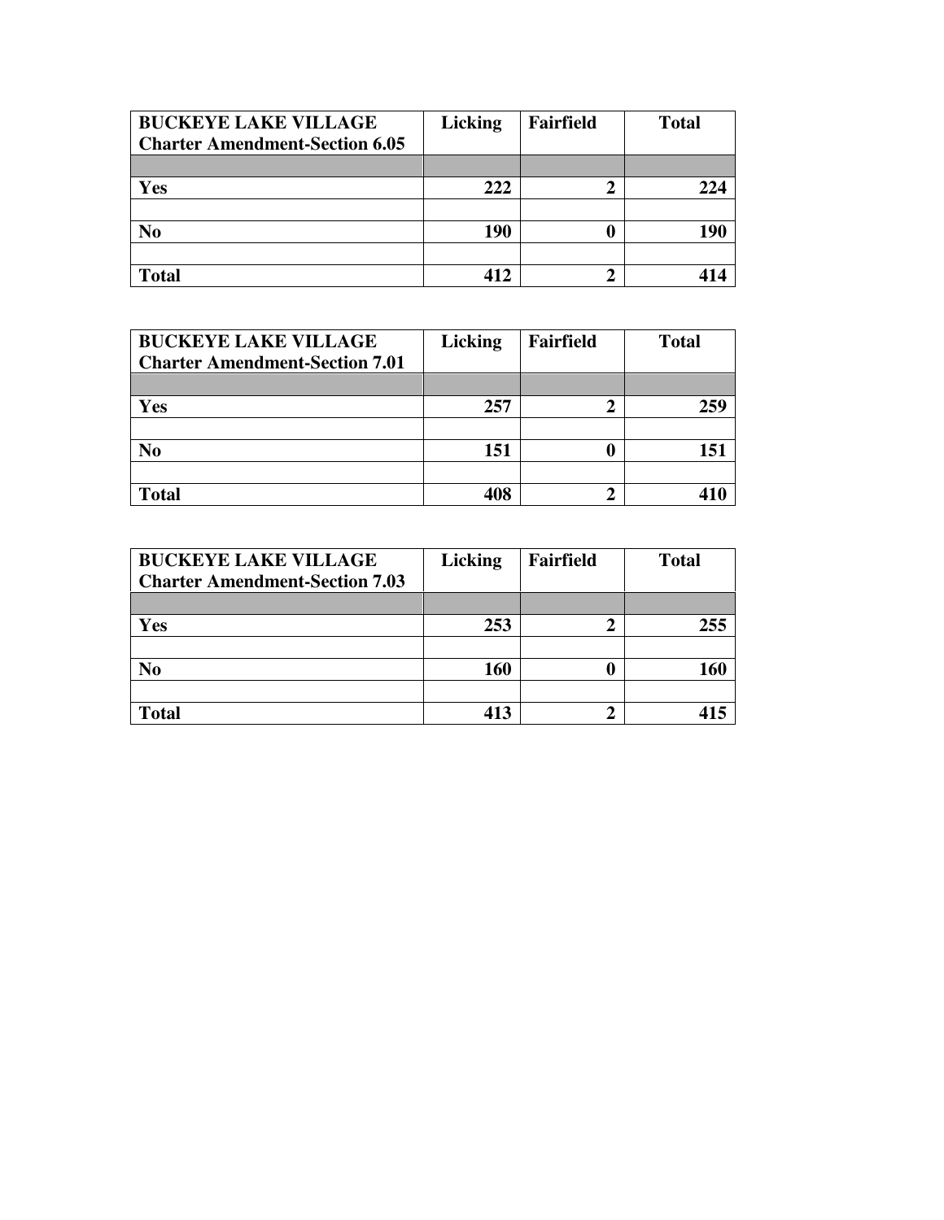| BUCKEYE LAKE VILLAGE Charter Amendment-Section 6.05 | Licking | Fairfield | Total |
|---|---|---|---|
| | | | |
| **Yes** | **222** | **2** | **224** |
| | | | |
| **No** | **190** | **0** | **190** |
| | | | |
| **Total** | **412** | **2** | **414** |

| BUCKEYE LAKE VILLAGE Charter Amendment-Section 7.01 | Licking | Fairfield | Total |
|---|---|---|---|
| | | | |
| **Yes** | **257** | **2** | **259** |
| | | | |
| **No** | **151** | **0** | **151** |
| | | | |
| **Total** | **408** | **2** | **410** |

| BUCKEYE LAKE VILLAGE Charter Amendment-Section 7.03 | Licking | Fairfield | Total |
|---|---|---|---|
| | | | |
| **Yes** | **253** | **2** | **255** |
| | | | |
| **No** | **160** | **0** | **160** |
| | | | |
| **Total** | **413** | **2** | **415** |